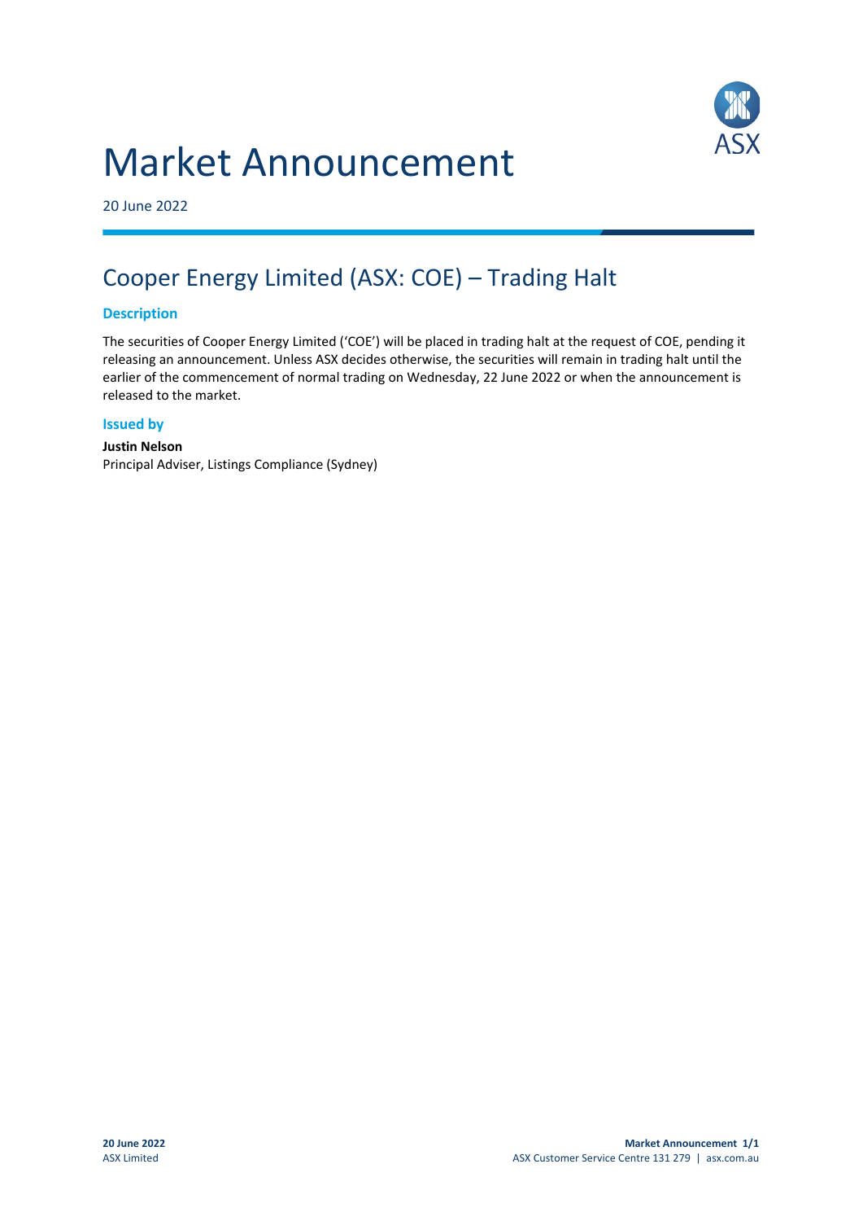# Market Announcement

20 June 2022

## Cooper Energy Limited (ASX: COE) – Trading Halt

### Description

The securities of Cooper Energy Limited ('COE') will be placed in trading halt at the request of COE, pending it releasing an announcement. Unless ASX decides otherwise, the securities will remain in trading halt until the earlier of the commencement of normal trading on Wednesday, 22 June 2022 or when the announcement is released to the market.

### Issued by

**Justin Nelson**
Principal Adviser, Listings Compliance (Sydney)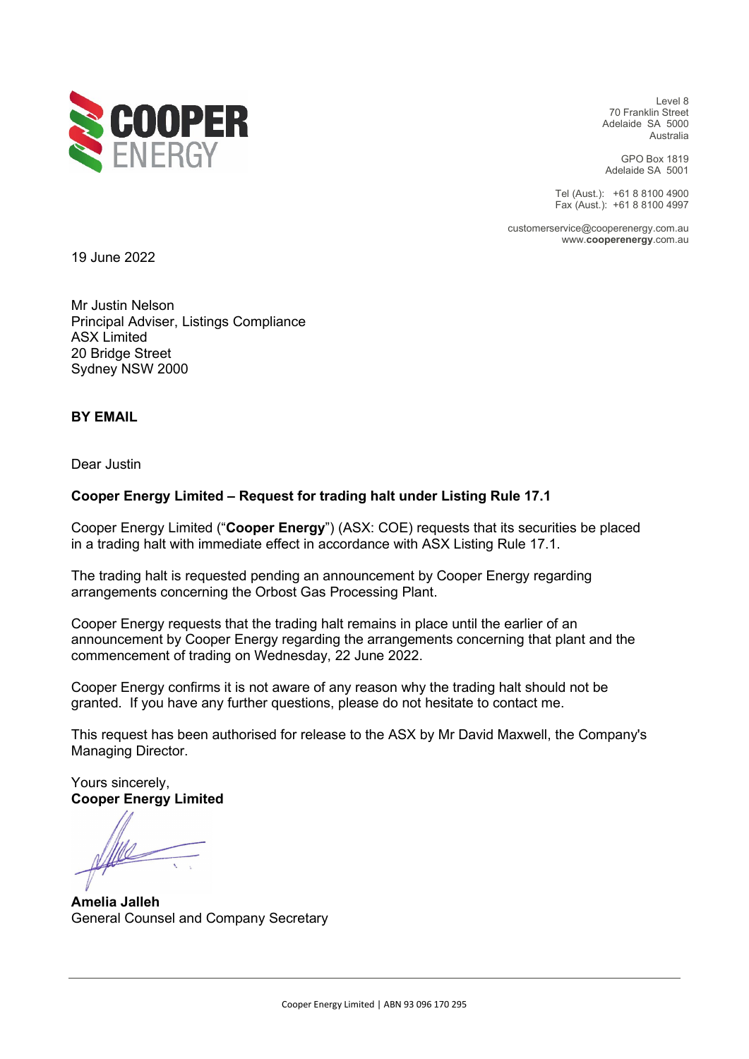**COOPER ENERGY**

Level 8
70 Franklin Street
Adelaide SA 5000
Australia

GPO Box 1819
Adelaide SA 5001

Tel (Aust.): +61 8 8100 4900
Fax (Aust.): +61 8 8100 4997

customerservice@cooperenergy.com.au
www.cooperenergy.com.au

19 June 2022

Mr Justin Nelson
Principal Adviser, Listings Compliance
ASX Limited
20 Bridge Street
Sydney NSW 2000

**BY EMAIL**

Dear Justin

**Cooper Energy Limited – Request for trading halt under Listing Rule 17.1**

Cooper Energy Limited ("**Cooper Energy**") (ASX: COE) requests that its securities be placed in a trading halt with immediate effect in accordance with ASX Listing Rule 17.1.

The trading halt is requested pending an announcement by Cooper Energy regarding arrangements concerning the Orbost Gas Processing Plant.

Cooper Energy requests that the trading halt remains in place until the earlier of an announcement by Cooper Energy regarding the arrangements concerning that plant and the commencement of trading on Wednesday, 22 June 2022.

Cooper Energy confirms it is not aware of any reason why the trading halt should not be granted. If you have any further questions, please do not hesitate to contact me.

This request has been authorised for release to the ASX by Mr David Maxwell, the Company's Managing Director.

Yours sincerely,
**Cooper Energy Limited**

**Amelia Jalleh**
General Counsel and Company Secretary

Cooper Energy Limited | ABN 93 096 170 295